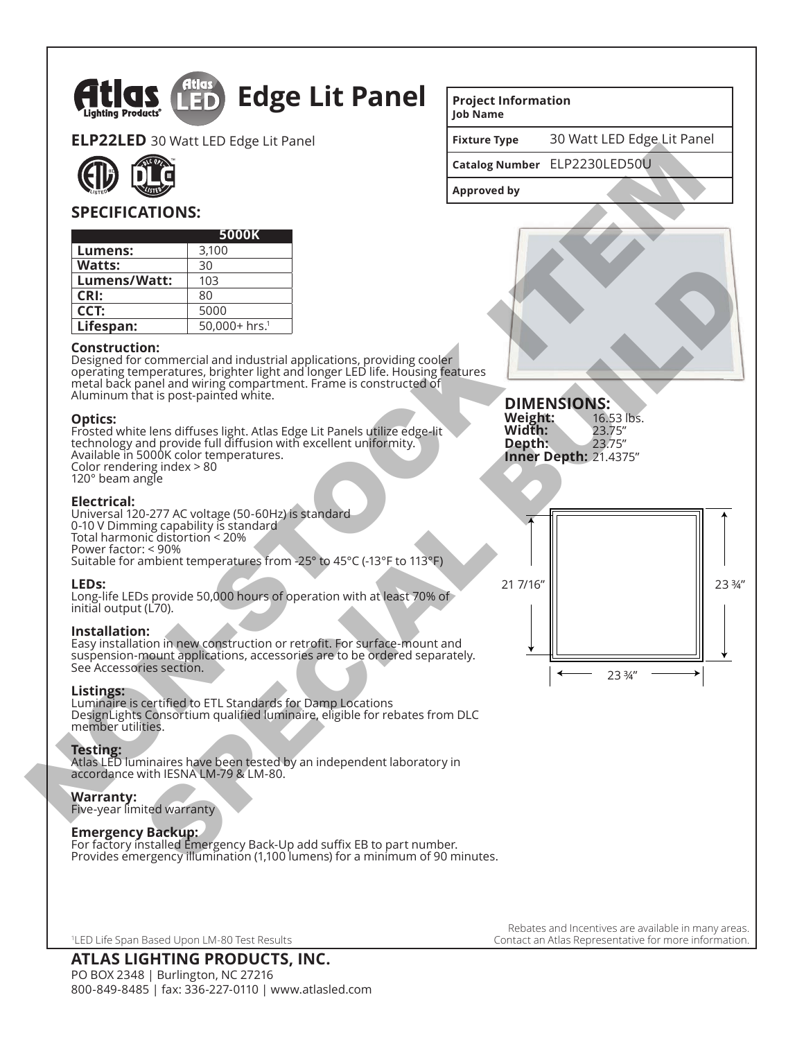# Atlas LED Edge Lit Panel

**ELP22LED** 30 Watt LED Edge Lit Panel

| Project Information Job Name | |
|---|---|
| Fixture Type | 30 Watt LED Edge Lit Panel |
| Catalog Number | ELP2230LED50U |
| Approved by | |

NON-STOCK ITEM SPECIAL BUILD

## SPECIFICATIONS:

| | 5000K |
|---|---|
| **Lumens:** | 3,100 |
| **Watts:** | 30 |
| **Lumens/Watt:** | 103 |
| **CRI:** | 80 |
| **CCT:** | 5000 |
| **Lifespan:** | 50,000+ hrs.[1] |

**Construction:**
Designed for commercial and industrial applications, providing cooler operating temperatures, brighter light and longer LED life. Housing features metal back panel and wiring compartment. Frame is constructed of Aluminum that is post-painted white.

**Optics:**
Frosted white lens diffuses light. Atlas Edge Lit Panels utilize edge-lit technology and provide full diffusion with excellent uniformity.
Available in 5000K color temperatures.
Color rendering index > 80
120° beam angle

**Electrical:**
Universal 120-277 AC voltage (50-60Hz) is standard
0-10 V Dimming capability is standard
Total harmonic distortion < 20%
Power factor: < 90%
Suitable for ambient temperatures from -25° to 45°C (-13°F to 113°F)

**LEDs:**
Long-life LEDs provide 50,000 hours of operation with at least 70% of initial output (L70).

**Installation:**
Easy installation in new construction or retrofit. For surface-mount and suspension-mount applications, accessories are to be ordered separately. See Accessories section.

**Listings:**
Luminaire is certified to ETL Standards for Damp Locations
DesignLights Consortium qualified luminaire, eligible for rebates from DLC member utilities.

**Testing:**
Atlas LED luminaires have been tested by an independent laboratory in accordance with IESNA LM-79 & LM-80.

**Warranty:**
Five-year limited warranty

**Emergency Backup:**
For factory installed Emergency Back-Up add suffix EB to part number.
Provides emergency illumination (1,100 lumens) for a minimum of 90 minutes.

## DIMENSIONS:

| | |
|---|---|
| **Weight:** | 16.53 lbs. |
| **Width:** | 23.75" |
| **Depth:** | 23.75" |
| **Inner Depth:** | 21.4375" |

21 7/16"  23 ¾"  23 ¾"

[1]LED Life Span Based Upon LM-80 Test Results

Rebates and Incentives are available in many areas. Contact an Atlas Representative for more information.

**ATLAS LIGHTING PRODUCTS, INC.**
PO BOX 2348 | Burlington, NC 27216
800-849-8485 | fax: 336-227-0110 | www.atlasled.com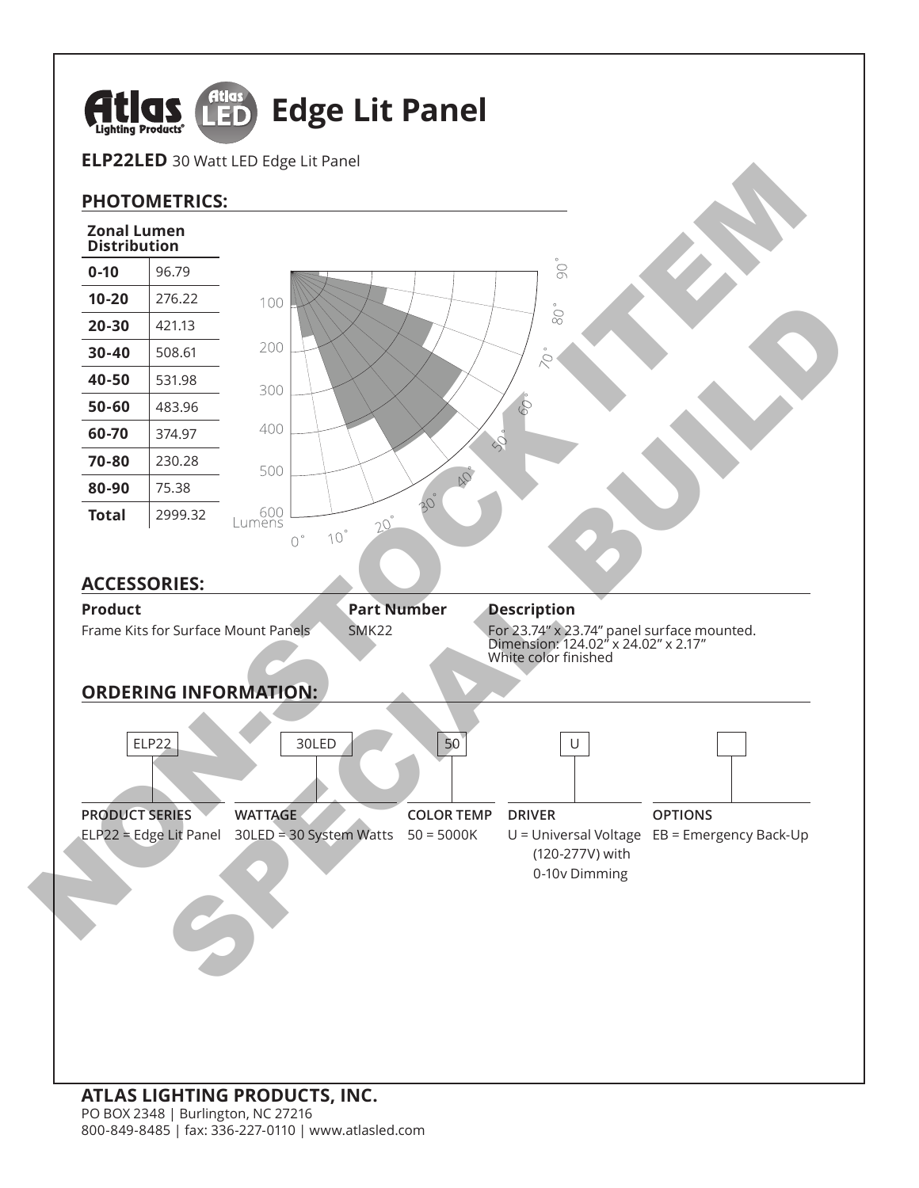# Edge Lit Panel

**ELP22LED** 30 Watt LED Edge Lit Panel

## PHOTOMETRICS:

| Zonal Lumen Distribution | |
|---|---|
| **0-10** | 96.79 |
| **10-20** | 276.22 |
| **20-30** | 421.13 |
| **30-40** | 508.61 |
| **40-50** | 531.98 |
| **50-60** | 483.96 |
| **60-70** | 374.97 |
| **70-80** | 230.28 |
| **80-90** | 75.38 |
| **Total** | 2999.32 |

100
200
300
400
500
600
Lumens
0° 10° 20° 30° 40° 50° 60° 70° 80° 90°

NON-STOCK ITEM
SPECIAL BUILD

## ACCESSORIES:

| **Product** | **Part Number** | **Description** |
|---|---|---|
| Frame Kits for Surface Mount Panels | SMK22 | For 23.74" x 23.74" panel surface mounted. Dimension: 124.02" x 24.02" x 2.17" White color finished |

## ORDERING INFORMATION:

ELP22 | 30LED | 50 | U | 

| PRODUCT SERIES | WATTAGE | COLOR TEMP | DRIVER | OPTIONS |
|---|---|---|---|---|
| ELP22 = Edge Lit Panel | 30LED = 30 System Watts | 50 = 5000K | U = Universal Voltage (120-277V) with 0-10v Dimming | EB = Emergency Back-Up |

**ATLAS LIGHTING PRODUCTS, INC.**
PO BOX 2348 | Burlington, NC 27216
800-849-8485 | fax: 336-227-0110 | www.atlasled.com